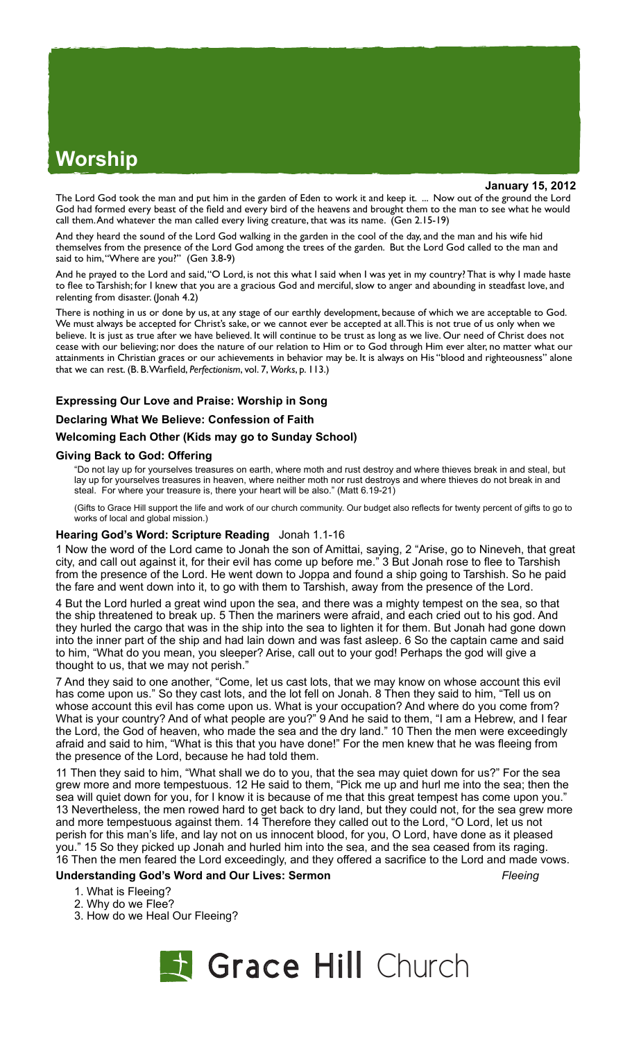# Worship

**January 15, 2012**

The Lord God took the man and put him in the garden of Eden to work it and keep it. ... Now out of the ground the Lord God had formed every beast of the field and every bird of the heavens and brought them to the man to see what he would call them. And whatever the man called every living creature, that was its name. (Gen 2.15-19)

And they heard the sound of the Lord God walking in the garden in the cool of the day, and the man and his wife hid themselves from the presence of the Lord God among the trees of the garden. But the Lord God called to the man and said to him, "Where are you?" (Gen 3.8-9)

And he prayed to the Lord and said, "O Lord, is not this what I said when I was yet in my country? That is why I made haste to flee to Tarshish; for I knew that you are a gracious God and merciful, slow to anger and abounding in steadfast love, and relenting from disaster. (Jonah 4.2)

There is nothing in us or done by us, at any stage of our earthly development, because of which we are acceptable to God. We must always be accepted for Christ's sake, or we cannot ever be accepted at all. This is not true of us only when we believe. It is just as true after we have believed. It will continue to be trust as long as we live. Our need of Christ does not cease with our believing; nor does the nature of our relation to Him or to God through Him ever alter, no matter what our attainments in Christian graces or our achievements in behavior may be. It is always on His "blood and righteousness" alone that we can rest. (B. B. Warfield, *Perfectionism*, vol. 7, *Works*, p. 113.)

### Expressing Our Love and Praise: Worship in Song

### Declaring What We Believe: Confession of Faith

### Welcoming Each Other (Kids may go to Sunday School)

### Giving Back to God: Offering

"Do not lay up for yourselves treasures on earth, where moth and rust destroy and where thieves break in and steal, but lay up for yourselves treasures in heaven, where neither moth nor rust destroys and where thieves do not break in and steal. For where your treasure is, there your heart will be also." (Matt 6.19-21)

(Gifts to Grace Hill support the life and work of our church community. Our budget also reflects for twenty percent of gifts to go to works of local and global mission.)

### Hearing God's Word: Scripture Reading Jonah 1.1-16

1 Now the word of the Lord came to Jonah the son of Amittai, saying, 2 "Arise, go to Nineveh, that great city, and call out against it, for their evil has come up before me." 3 But Jonah rose to flee to Tarshish from the presence of the Lord. He went down to Joppa and found a ship going to Tarshish. So he paid the fare and went down into it, to go with them to Tarshish, away from the presence of the Lord.

4 But the Lord hurled a great wind upon the sea, and there was a mighty tempest on the sea, so that the ship threatened to break up. 5 Then the mariners were afraid, and each cried out to his god. And they hurled the cargo that was in the ship into the sea to lighten it for them. But Jonah had gone down into the inner part of the ship and had lain down and was fast asleep. 6 So the captain came and said to him, "What do you mean, you sleeper? Arise, call out to your god! Perhaps the god will give a thought to us, that we may not perish."

7 And they said to one another, "Come, let us cast lots, that we may know on whose account this evil has come upon us." So they cast lots, and the lot fell on Jonah. 8 Then they said to him, "Tell us on whose account this evil has come upon us. What is your occupation? And where do you come from? What is your country? And of what people are you?" 9 And he said to them, "I am a Hebrew, and I fear the Lord, the God of heaven, who made the sea and the dry land." 10 Then the men were exceedingly afraid and said to him, "What is this that you have done!" For the men knew that he was fleeing from the presence of the Lord, because he had told them.

11 Then they said to him, "What shall we do to you, that the sea may quiet down for us?" For the sea grew more and more tempestuous. 12 He said to them, "Pick me up and hurl me into the sea; then the sea will quiet down for you, for I know it is because of me that this great tempest has come upon you." 13 Nevertheless, the men rowed hard to get back to dry land, but they could not, for the sea grew more and more tempestuous against them. 14 Therefore they called out to the Lord, "O Lord, let us not perish for this man's life, and lay not on us innocent blood, for you, O Lord, have done as it pleased you." 15 So they picked up Jonah and hurled him into the sea, and the sea ceased from its raging. 16 Then the men feared the Lord exceedingly, and they offered a sacrifice to the Lord and made vows.

### Understanding God's Word and Our Lives: Sermon *Fleeing*

1. What is Fleeing?
2. Why do we Flee?
3. How do we Heal Our Fleeing?

Grace Hill Church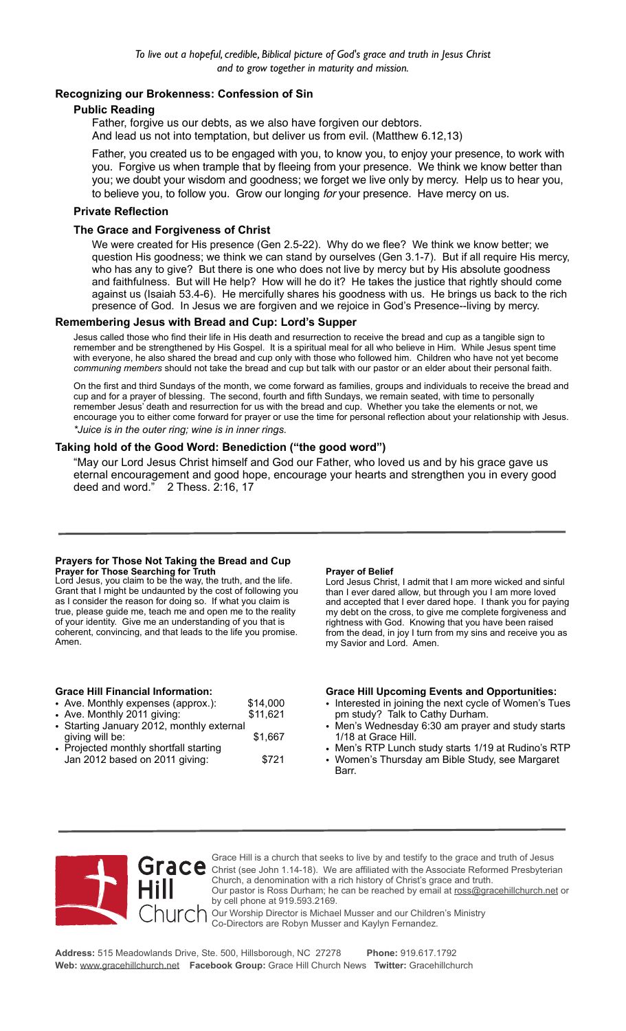*To live out a hopeful, credible, Biblical picture of God's grace and truth in Jesus Christ and to grow together in maturity and mission.*

## Recognizing our Brokenness: Confession of Sin

### Public Reading

Father, forgive us our debts, as we also have forgiven our debtors.
And lead us not into temptation, but deliver us from evil. (Matthew 6.12,13)

Father, you created us to be engaged with you, to know you, to enjoy your presence, to work with you. Forgive us when trample that by fleeing from your presence. We think we know better than you; we doubt your wisdom and goodness; we forget we live only by mercy. Help us to hear you, to believe you, to follow you. Grow our longing *for* your presence. Have mercy on us.

### Private Reflection

### The Grace and Forgiveness of Christ

We were created for His presence (Gen 2.5-22). Why do we flee? We think we know better; we question His goodness; we think we can stand by ourselves (Gen 3.1-7). But if all require His mercy, who has any to give? But there is one who does not live by mercy but by His absolute goodness and faithfulness. But will He help? How will he do it? He takes the justice that rightly should come against us (Isaiah 53.4-6). He mercifully shares his goodness with us. He brings us back to the rich presence of God. In Jesus we are forgiven and we rejoice in God's Presence--living by mercy.

## Remembering Jesus with Bread and Cup: Lord's Supper

Jesus called those who find their life in His death and resurrection to receive the bread and cup as a tangible sign to remember and be strengthened by His Gospel. It is a spiritual meal for all who believe in Him. While Jesus spent time with everyone, he also shared the bread and cup only with those who followed him. Children who have not yet become *communing members* should not take the bread and cup but talk with our pastor or an elder about their personal faith.

On the first and third Sundays of the month, we come forward as families, groups and individuals to receive the bread and cup and for a prayer of blessing. The second, fourth and fifth Sundays, we remain seated, with time to personally remember Jesus' death and resurrection for us with the bread and cup. Whether you take the elements or not, we encourage you to either come forward for prayer or use the time for personal reflection about your relationship with Jesus.
*\*Juice is in the outer ring; wine is in inner rings.*

## Taking hold of the Good Word: Benediction ("the good word")

"May our Lord Jesus Christ himself and God our Father, who loved us and by his grace gave us eternal encouragement and good hope, encourage your hearts and strengthen you in every good deed and word." 2 Thess. 2:16, 17

---

### Prayers for Those Not Taking the Bread and Cup

**Prayer for Those Searching for Truth**

Lord Jesus, you claim to be the way, the truth, and the life. Grant that I might be undaunted by the cost of following you as I consider the reason for doing so. If what you claim is true, please guide me, teach me and open me to the reality of your identity. Give me an understanding of you that is coherent, convincing, and that leads to the life you promise. Amen.

**Prayer of Belief**

Lord Jesus Christ, I admit that I am more wicked and sinful than I ever dared allow, but through you I am more loved and accepted that I ever dared hope. I thank you for paying my debt on the cross, to give me complete forgiveness and rightness with God. Knowing that you have been raised from the dead, in joy I turn from my sins and receive you as my Savior and Lord. Amen.

### Grace Hill Financial Information:

- Ave. Monthly expenses (approx.): $14,000
- Ave. Monthly 2011 giving: $11,621
- Starting January 2012, monthly external giving will be: $1,667
- Projected monthly shortfall starting Jan 2012 based on 2011 giving: $721

### Grace Hill Upcoming Events and Opportunities:

- Interested in joining the next cycle of Women's Tues pm study? Talk to Cathy Durham.
- Men's Wednesday 6:30 am prayer and study starts 1/18 at Grace Hill.
- Men's RTP Lunch study starts 1/19 at Rudino's RTP
- Women's Thursday am Bible Study, see Margaret Barr.

---

Grace Hill Church

Grace Hill is a church that seeks to live by and testify to the grace and truth of Jesus Christ (see John 1.14-18). We are affiliated with the Associate Reformed Presbyterian Church, a denomination with a rich history of Christ's grace and truth.
Our pastor is Ross Durham; he can be reached by email at ross@gracehillchurch.net or by cell phone at 919.593.2169.
Our Worship Director is Michael Musser and our Children's Ministry Co-Directors are Robyn Musser and Kaylyn Fernandez.

**Address:** 515 Meadowlands Drive, Ste. 500, Hillsborough, NC 27278 **Phone:** 919.617.1792
**Web:** www.gracehillchurch.net **Facebook Group:** Grace Hill Church News **Twitter:** Gracehillchurch